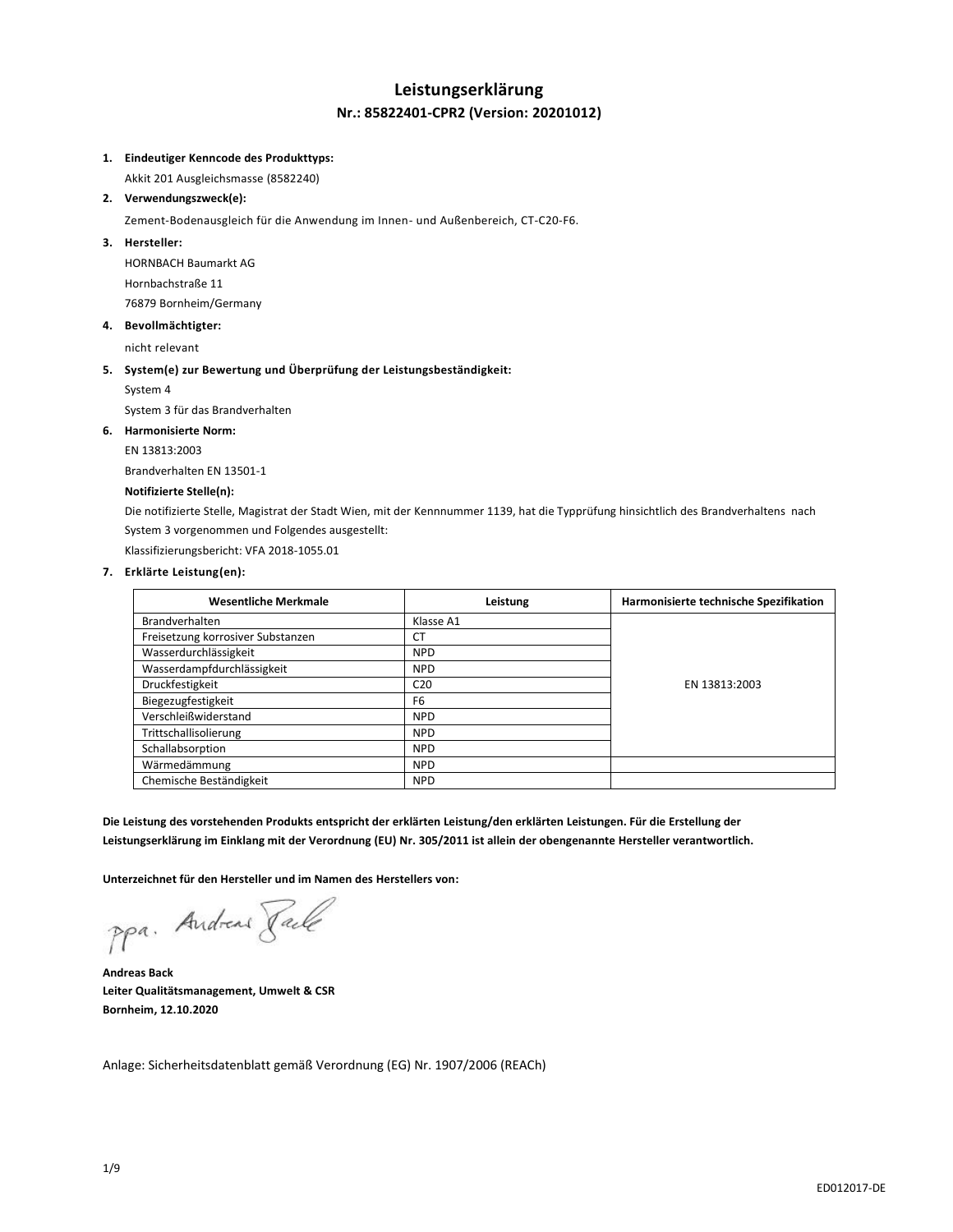# Leistungserklärung

## Nr.: 85822401-CPR2 (Version: 20201012)

1. **Eindeutiger Kenncode des Produkttyps:**

   Akkit 201 Ausgleichsmasse (8582240)

2. **Verwendungszweck(e):**

   Zement-Bodenausgleich für die Anwendung im Innen- und Außenbereich, CT-C20-F6.

3. **Hersteller:**

   HORNBACH Baumarkt AG

   Hornbachstraße 11

   76879 Bornheim/Germany

4. **Bevollmächtigter:**

   nicht relevant

5. **System(e) zur Bewertung und Überprüfung der Leistungsbeständigkeit:**

   System 4

   System 3 für das Brandverhalten

6. **Harmonisierte Norm:**

   EN 13813:2003

   Brandverhalten EN 13501-1

   **Notifizierte Stelle(n):**

   Die notifizierte Stelle, Magistrat der Stadt Wien, mit der Kennnummer 1139, hat die Typprüfung hinsichtlich des Brandverhaltens nach System 3 vorgenommen und Folgendes ausgestellt:

   Klassifizierungsbericht: VFA 2018-1055.01

7. **Erklärte Leistung(en):**

| Wesentliche Merkmale | Leistung | Harmonisierte technische Spezifikation |
|---|---|---|
| Brandverhalten | Klasse A1 | EN 13813:2003 |
| Freisetzung korrosiver Substanzen | CT | EN 13813:2003 |
| Wasserdurchlässigkeit | NPD | EN 13813:2003 |
| Wasserdampfdurchlässigkeit | NPD | EN 13813:2003 |
| Druckfestigkeit | C20 | EN 13813:2003 |
| Biegezugfestigkeit | F6 | EN 13813:2003 |
| Verschleißwiderstand | NPD | EN 13813:2003 |
| Trittschallisolierung | NPD | EN 13813:2003 |
| Schallabsorption | NPD | EN 13813:2003 |
| Wärmedämmung | NPD | |
| Chemische Beständigkeit | NPD | |

**Die Leistung des vorstehenden Produkts entspricht der erklärten Leistung/den erklärten Leistungen. Für die Erstellung der Leistungserklärung im Einklang mit der Verordnung (EU) Nr. 305/2011 ist allein der obengenannte Hersteller verantwortlich.**

**Unterzeichnet für den Hersteller und im Namen des Herstellers von:**

ppa. Andreas Back

**Andreas Back**
**Leiter Qualitätsmanagement, Umwelt & CSR**
**Bornheim, 12.10.2020**

Anlage: Sicherheitsdatenblatt gemäß Verordnung (EG) Nr. 1907/2006 (REACh)

ED012017-DE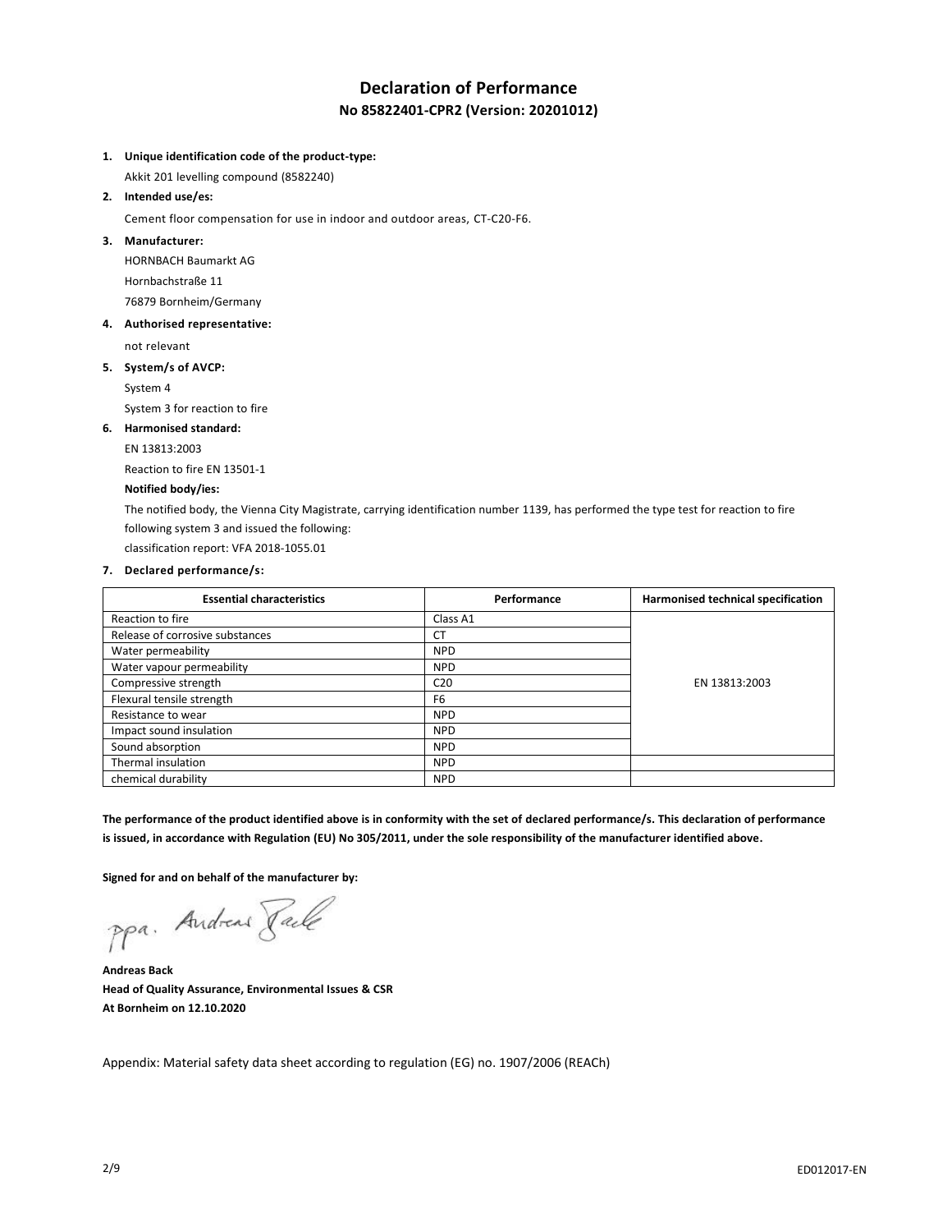# Declaration of Performance

## No 85822401-CPR2 (Version: 20201012)

1. **Unique identification code of the product-type:**

   Akkit 201 levelling compound (8582240)

2. **Intended use/es:**

   Cement floor compensation for use in indoor and outdoor areas, CT-C20-F6.

3. **Manufacturer:**

   HORNBACH Baumarkt AG

   Hornbachstraße 11

   76879 Bornheim/Germany

4. **Authorised representative:**

   not relevant

5. **System/s of AVCP:**

   System 4

   System 3 for reaction to fire

6. **Harmonised standard:**

   EN 13813:2003

   Reaction to fire EN 13501-1

   **Notified body/ies:**

   The notified body, the Vienna City Magistrate, carrying identification number 1139, has performed the type test for reaction to fire following system 3 and issued the following:

   classification report: VFA 2018-1055.01

7. **Declared performance/s:**

| Essential characteristics | Performance | Harmonised technical specification |
|---|---|---|
| Reaction to fire | Class A1 | EN 13813:2003 |
| Release of corrosive substances | CT | |
| Water permeability | NPD | |
| Water vapour permeability | NPD | |
| Compressive strength | C20 | |
| Flexural tensile strength | F6 | |
| Resistance to wear | NPD | |
| Impact sound insulation | NPD | |
| Sound absorption | NPD | |
| Thermal insulation | NPD | |
| chemical durability | NPD | |

**The performance of the product identified above is in conformity with the set of declared performance/s. This declaration of performance is issued, in accordance with Regulation (EU) No 305/2011, under the sole responsibility of the manufacturer identified above.**

**Signed for and on behalf of the manufacturer by:**

ppa. Andreas Back

**Andreas Back**
**Head of Quality Assurance, Environmental Issues & CSR**
**At Bornheim on 12.10.2020**

Appendix: Material safety data sheet according to regulation (EG) no. 1907/2006 (REACh)

ED012017-EN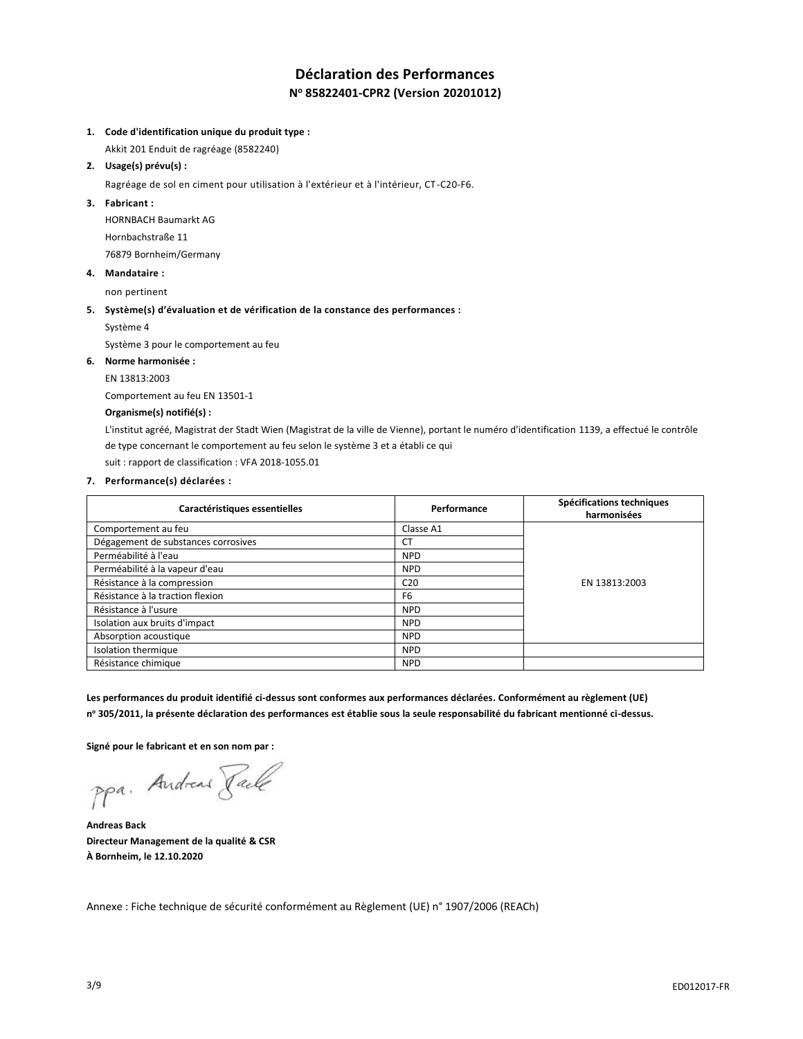# Déclaration des Performances

## N° 85822401-CPR2 (Version 20201012)

1. **Code d'identification unique du produit type :**

   Akkit 201 Enduit de ragréage (8582240)

2. **Usage(s) prévu(s) :**

   Ragréage de sol en ciment pour utilisation à l'extérieur et à l'intérieur, CT-C20-F6.

3. **Fabricant :**

   HORNBACH Baumarkt AG

   Hornbachstraße 11

   76879 Bornheim/Germany

4. **Mandataire :**

   non pertinent

5. **Système(s) d'évaluation et de vérification de la constance des performances :**

   Système 4

   Système 3 pour le comportement au feu

6. **Norme harmonisée :**

   EN 13813:2003

   Comportement au feu EN 13501-1

   **Organisme(s) notifié(s) :**

   L'institut agréé, Magistrat der Stadt Wien (Magistrat de la ville de Vienne), portant le numéro d'identification 1139, a effectué le contrôle de type concernant le comportement au feu selon le système 3 et a établi ce qui suit : rapport de classification : VFA 2018-1055.01

7. **Performance(s) déclarées :**

| Caractéristiques essentielles | Performance | Spécifications techniques harmonisées |
|---|---|---|
| Comportement au feu | Classe A1 | EN 13813:2003 |
| Dégagement de substances corrosives | CT | |
| Perméabilité à l'eau | NPD | |
| Perméabilité à la vapeur d'eau | NPD | |
| Résistance à la compression | C20 | |
| Résistance à la traction flexion | F6 | |
| Résistance à l'usure | NPD | |
| Isolation aux bruits d'impact | NPD | |
| Absorption acoustique | NPD | |
| Isolation thermique | NPD | |
| Résistance chimique | NPD | |

**Les performances du produit identifié ci-dessus sont conformes aux performances déclarées. Conformément au règlement (UE) n° 305/2011, la présente déclaration des performances est établie sous la seule responsabilité du fabricant mentionné ci-dessus.**

**Signé pour le fabricant et en son nom par :**

ppa. Andreas Back

**Andreas Back**
**Directeur Management de la qualité & CSR**
**À Bornheim, le 12.10.2020**

Annexe : Fiche technique de sécurité conformément au Règlement (UE) n° 1907/2006 (REACh)

ED012017-FR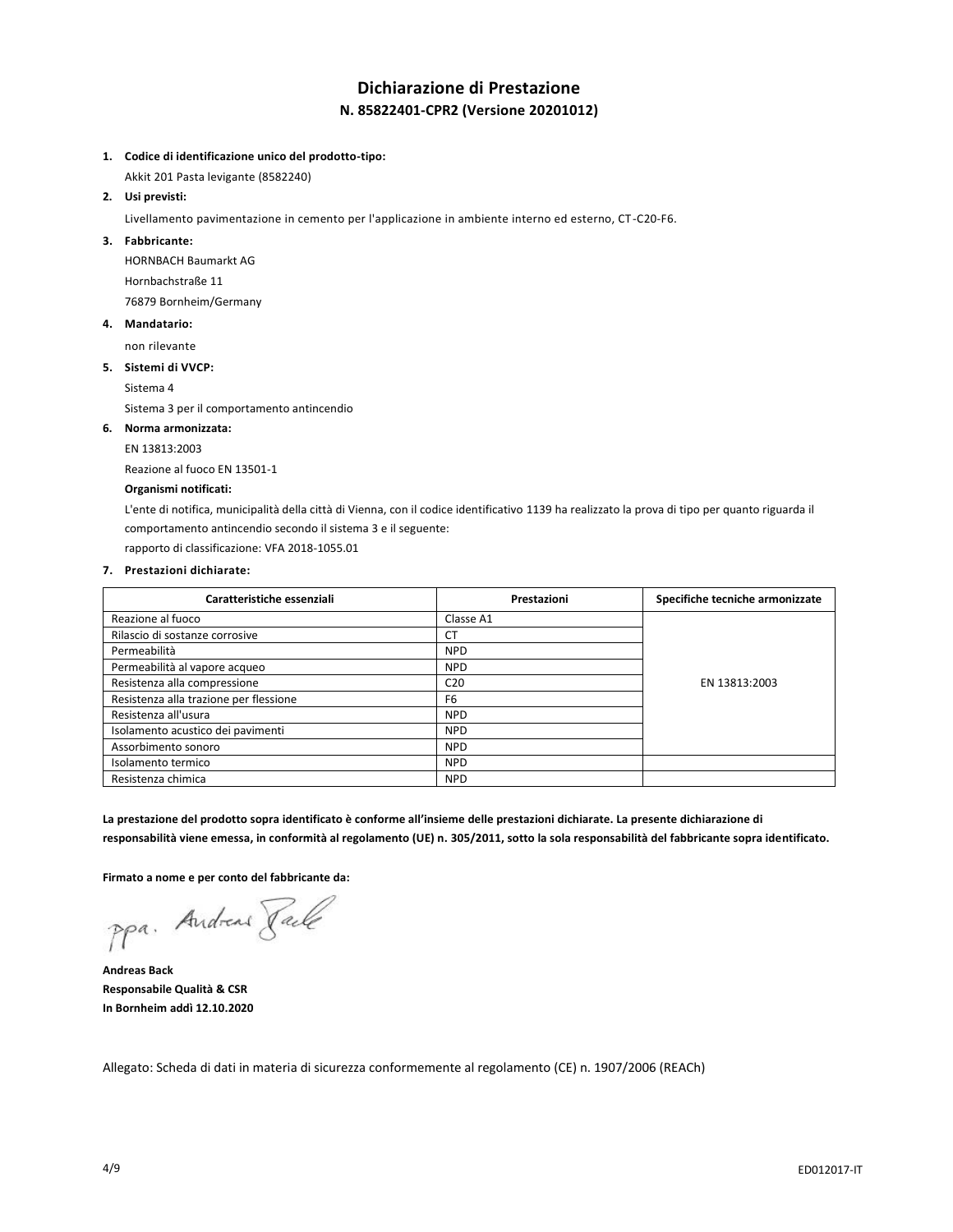# Dichiarazione di Prestazione

## N. 85822401-CPR2 (Versione 20201012)

1. **Codice di identificazione unico del prodotto-tipo:**

   Akkit 201 Pasta levigante (8582240)

2. **Usi previsti:**

   Livellamento pavimentazione in cemento per l'applicazione in ambiente interno ed esterno, CT-C20-F6.

3. **Fabbricante:**

   HORNBACH Baumarkt AG

   Hornbachstraße 11

   76879 Bornheim/Germany

4. **Mandatario:**

   non rilevante

5. **Sistemi di VVCP:**

   Sistema 4

   Sistema 3 per il comportamento antincendio

6. **Norma armonizzata:**

   EN 13813:2003

   Reazione al fuoco EN 13501-1

   **Organismi notificati:**

   L'ente di notifica, municipalità della città di Vienna, con il codice identificativo 1139 ha realizzato la prova di tipo per quanto riguarda il comportamento antincendio secondo il sistema 3 e il seguente:

   rapporto di classificazione: VFA 2018-1055.01

7. **Prestazioni dichiarate:**

| Caratteristiche essenziali | Prestazioni | Specifiche tecniche armonizzate |
|---|---|---|
| Reazione al fuoco | Classe A1 | EN 13813:2003 |
| Rilascio di sostanze corrosive | CT | |
| Permeabilità | NPD | |
| Permeabilità al vapore acqueo | NPD | |
| Resistenza alla compressione | C20 | |
| Resistenza alla trazione per flessione | F6 | |
| Resistenza all'usura | NPD | |
| Isolamento acustico dei pavimenti | NPD | |
| Assorbimento sonoro | NPD | |
| Isolamento termico | NPD | |
| Resistenza chimica | NPD | |

**La prestazione del prodotto sopra identificato è conforme all'insieme delle prestazioni dichiarate. La presente dichiarazione di responsabilità viene emessa, in conformità al regolamento (UE) n. 305/2011, sotto la sola responsabilità del fabbricante sopra identificato.**

**Firmato a nome e per conto del fabbricante da:**

ppa. Andreas Back

**Andreas Back**
**Responsabile Qualità & CSR**
**In Bornheim addì 12.10.2020**

Allegato: Scheda di dati in materia di sicurezza conformemente al regolamento (CE) n. 1907/2006 (REACh)

ED012017-IT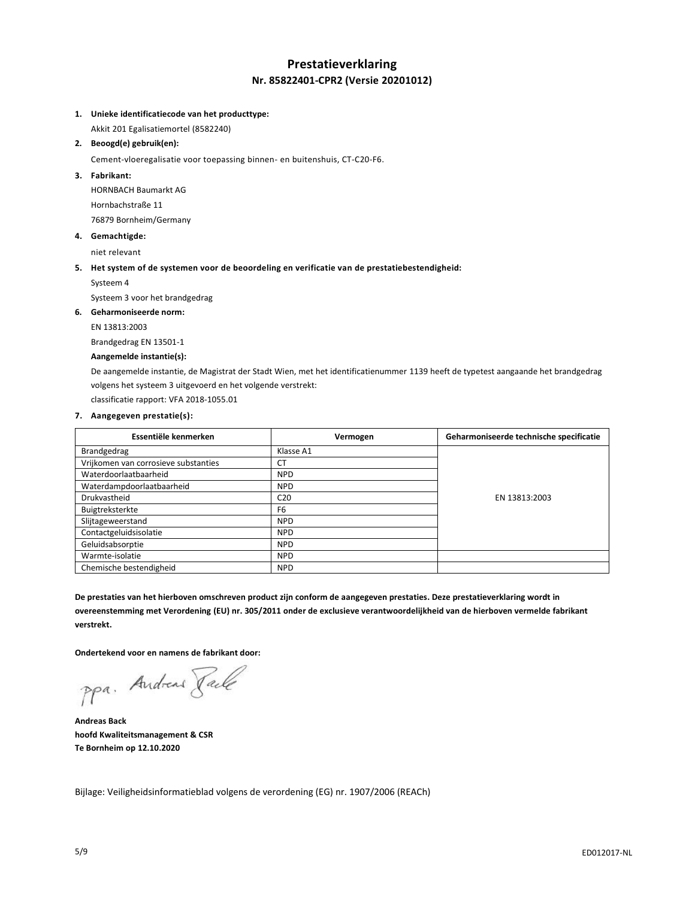# Prestatieverklaring

## Nr. 85822401-CPR2 (Versie 20201012)

1. **Unieke identificatiecode van het producttype:**

   Akkit 201 Egalisatiemortel (8582240)

2. **Beoogd(e) gebruik(en):**

   Cement-vloeregalisatie voor toepassing binnen- en buitenshuis, CT-C20-F6.

3. **Fabrikant:**

   HORNBACH Baumarkt AG

   Hornbachstraße 11

   76879 Bornheim/Germany

4. **Gemachtigde:**

   niet relevant

5. **Het system of de systemen voor de beoordeling en verificatie van de prestatiebestendigheid:**

   Systeem 4

   Systeem 3 voor het brandgedrag

6. **Geharmoniseerde norm:**

   EN 13813:2003

   Brandgedrag EN 13501-1

   **Aangemelde instantie(s):**

   De aangemelde instantie, de Magistrat der Stadt Wien, met het identificatienummer 1139 heeft de typetest aangaande het brandgedrag volgens het systeem 3 uitgevoerd en het volgende verstrekt:

   classificatie rapport: VFA 2018-1055.01

7. **Aangegeven prestatie(s):**

| Essentiële kenmerken | Vermogen | Geharmoniseerde technische specificatie |
|---|---|---|
| Brandgedrag | Klasse A1 | EN 13813:2003 |
| Vrijkomen van corrosieve substanties | CT | |
| Waterdoorlaatbaarheid | NPD | |
| Waterdampdoorlaatbaarheid | NPD | |
| Drukvastheid | C20 | |
| Buigtreksterkte | F6 | |
| Slijtageweerstand | NPD | |
| Contactgeluidsisolatie | NPD | |
| Geluidsabsorptie | NPD | |
| Warmte-isolatie | NPD | |
| Chemische bestendigheid | NPD | |

**De prestaties van het hierboven omschreven product zijn conform de aangegeven prestaties. Deze prestatieverklaring wordt in overeenstemming met Verordening (EU) nr. 305/2011 onder de exclusieve verantwoordelijkheid van de hierboven vermelde fabrikant verstrekt.**

**Ondertekend voor en namens de fabrikant door:**

ppa. Andreas Back

**Andreas Back**
**hoofd Kwaliteitsmanagement & CSR**
**Te Bornheim op 12.10.2020**

Bijlage: Veiligheidsinformatieblad volgens de verordening (EG) nr. 1907/2006 (REACh)

ED012017-NL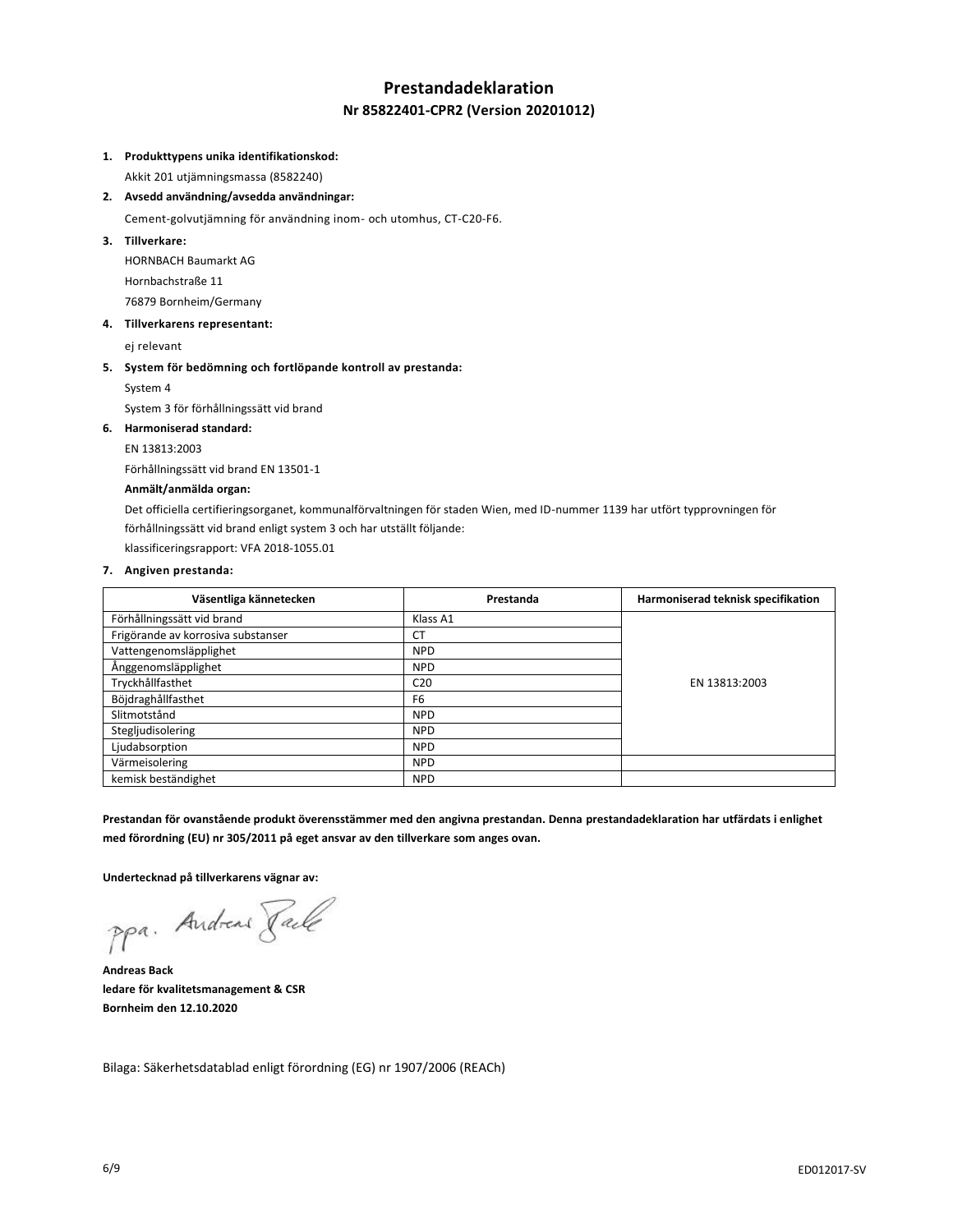# Prestandadeklaration

## Nr 85822401-CPR2 (Version 20201012)

1. **Produkttypens unika identifikationskod:**

   Akkit 201 utjämningsmassa (8582240)

2. **Avsedd användning/avsedda användningar:**

   Cement-golvutjämning för användning inom- och utomhus, CT-C20-F6.

3. **Tillverkare:**

   HORNBACH Baumarkt AG

   Hornbachstraße 11

   76879 Bornheim/Germany

4. **Tillverkarens representant:**

   ej relevant

5. **System för bedömning och fortlöpande kontroll av prestanda:**

   System 4

   System 3 för förhållningssätt vid brand

6. **Harmoniserad standard:**

   EN 13813:2003

   Förhållningssätt vid brand EN 13501-1

   **Anmält/anmälda organ:**

   Det officiella certifieringsorganet, kommunalförvaltningen för staden Wien, med ID-nummer 1139 har utfört typprovningen för förhållningssätt vid brand enligt system 3 och har utställt följande:

   klassificeringsrapport: VFA 2018-1055.01

7. **Angiven prestanda:**

| Väsentliga kännetecken | Prestanda | Harmoniserad teknisk specifikation |
|---|---|---|
| Förhållningssätt vid brand | Klass A1 | EN 13813:2003 |
| Frigörande av korrosiva substanser | CT | |
| Vattengenomsläpplighet | NPD | |
| Ånggenomsläpplighet | NPD | |
| Tryckhållfasthet | C20 | |
| Böjdraghållfasthet | F6 | |
| Slitmotstånd | NPD | |
| Stegljudisolering | NPD | |
| Ljudabsorption | NPD | |
| Värmeisolering | NPD | |
| kemisk beständighet | NPD | |

**Prestandan för ovanstående produkt överensstämmer med den angivna prestandan. Denna prestandadeklaration har utfärdats i enlighet med förordning (EU) nr 305/2011 på eget ansvar av den tillverkare som anges ovan.**

**Undertecknad på tillverkarens vägnar av:**

ppa. Andreas Back

**Andreas Back**
**ledare för kvalitetsmanagement & CSR**
**Bornheim den 12.10.2020**

Bilaga: Säkerhetsdatablad enligt förordning (EG) nr 1907/2006 (REACh)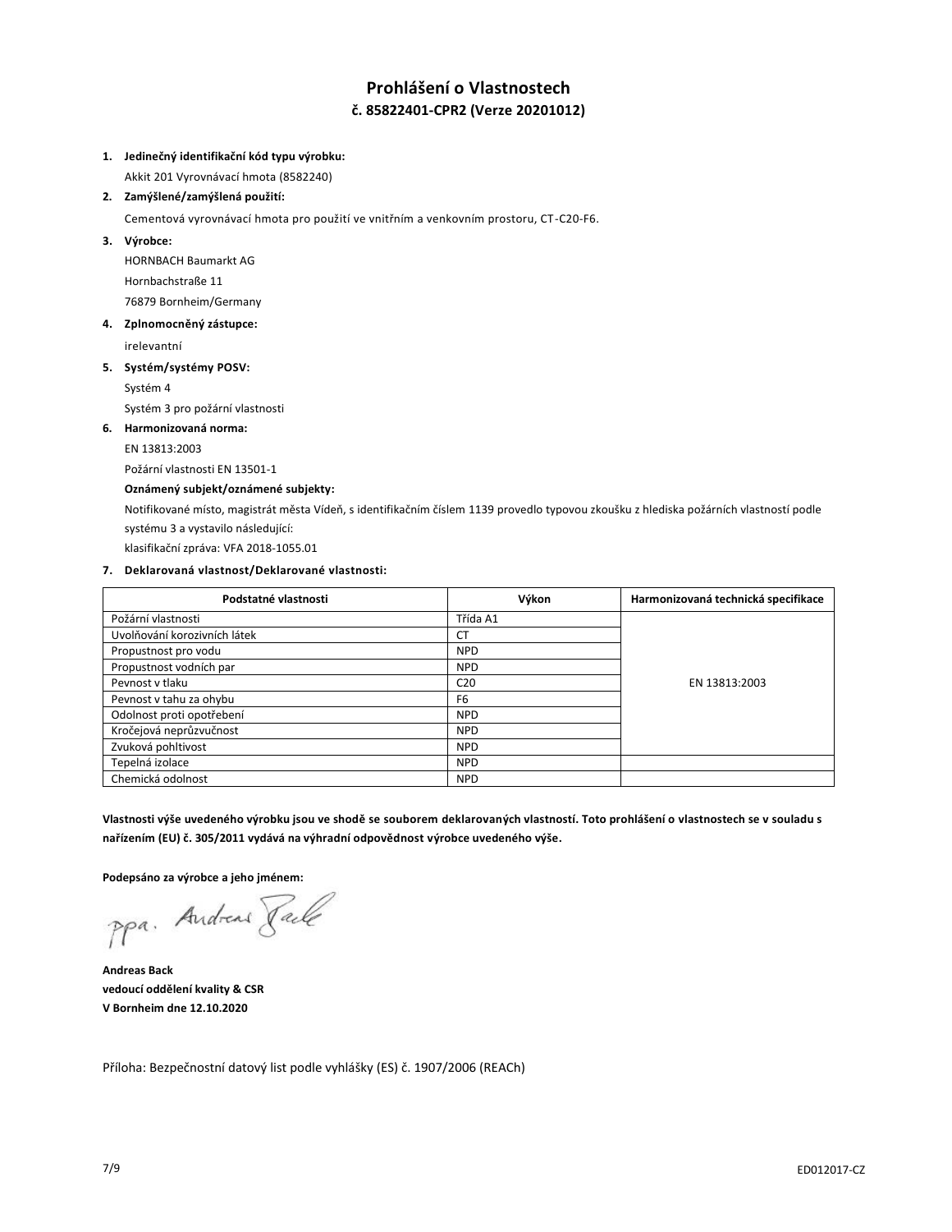# Prohlášení o Vlastnostech

## č. 85822401-CPR2 (Verze 20201012)

1. **Jedinečný identifikační kód typu výrobku:**

   Akkit 201 Vyrovnávací hmota (8582240)

2. **Zamýšlené/zamýšlená použití:**

   Cementová vyrovnávací hmota pro použití ve vnitřním a venkovním prostoru, CT-C20-F6.

3. **Výrobce:**

   HORNBACH Baumarkt AG

   Hornbachstraße 11

   76879 Bornheim/Germany

4. **Zplnomocněný zástupce:**

   irelevantní

5. **Systém/systémy POSV:**

   Systém 4

   Systém 3 pro požární vlastnosti

6. **Harmonizovaná norma:**

   EN 13813:2003

   Požární vlastnosti EN 13501-1

   **Oznámený subjekt/oznámené subjekty:**

   Notifikované místo, magistrát města Vídeň, s identifikačním číslem 1139 provedlo typovou zkoušku z hlediska požárních vlastností podle systému 3 a vystavilo následující:

   klasifikační zpráva: VFA 2018-1055.01

7. **Deklarovaná vlastnost/Deklarované vlastnosti:**

| Podstatné vlastnosti | Výkon | Harmonizovaná technická specifikace |
| --- | --- | --- |
| Požární vlastnosti | Třída A1 | EN 13813:2003 |
| Uvolňování korozivních látek | CT | |
| Propustnost pro vodu | NPD | |
| Propustnost vodních par | NPD | |
| Pevnost v tlaku | C20 | |
| Pevnost v tahu za ohybu | F6 | |
| Odolnost proti opotřebení | NPD | |
| Kročejová neprůzvučnost | NPD | |
| Zvuková pohltivost | NPD | |
| Tepelná izolace | NPD | |
| Chemická odolnost | NPD | |

**Vlastnosti výše uvedeného výrobku jsou ve shodě se souborem deklarovaných vlastností. Toto prohlášení o vlastnostech se v souladu s nařízením (EU) č. 305/2011 vydává na výhradní odpovědnost výrobce uvedeného výše.**

**Podepsáno za výrobce a jeho jménem:**

ppa. Andreas Back

**Andreas Back**
**vedoucí oddělení kvality & CSR**
**V Bornheim dne 12.10.2020**

Příloha: Bezpečnostní datový list podle vyhlášky (ES) č. 1907/2006 (REACh)

ED012017-CZ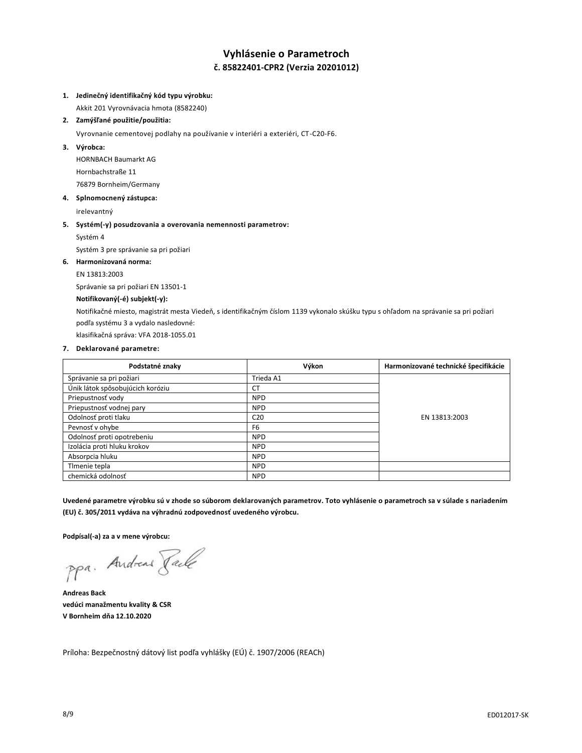# Vyhlásenie o Parametroch

## č. 85822401-CPR2 (Verzia 20201012)

1. **Jedinečný identifikačný kód typu výrobku:**

   Akkit 201 Vyrovnávacia hmota (8582240)

2. **Zamýšľané použitie/použitia:**

   Vyrovnanie cementovej podlahy na používanie v interiéri a exteriéri, CT-C20-F6.

3. **Výrobca:**

   HORNBACH Baumarkt AG

   Hornbachstraße 11

   76879 Bornheim/Germany

4. **Splnomocnený zástupca:**

   irelevantný

5. **Systém(-y) posudzovania a overovania nemennosti parametrov:**

   Systém 4

   Systém 3 pre správanie sa pri požiari

6. **Harmonizovaná norma:**

   EN 13813:2003

   Správanie sa pri požiari EN 13501-1

   **Notifikovaný(-é) subjekt(-y):**

   Notifikačné miesto, magistrát mesta Viedeň, s identifikačným číslom 1139 vykonalo skúšku typu s ohľadom na správanie sa pri požiari podľa systému 3 a vydalo nasledovné:

   klasifikačná správa: VFA 2018-1055.01

7. **Deklarované parametre:**

| Podstatné znaky | Výkon | Harmonizované technické špecifikácie |
|---|---|---|
| Správanie sa pri požiari | Trieda A1 | EN 13813:2003 |
| Únik látok spôsobujúcich koróziu | CT | |
| Priepustnosť vody | NPD | |
| Priepustnosť vodnej pary | NPD | |
| Odolnosť proti tlaku | C20 | |
| Pevnosť v ohybe | F6 | |
| Odolnosť proti opotrebeniu | NPD | |
| Izolácia proti hluku krokov | NPD | |
| Absorpcia hluku | NPD | |
| Tlmenie tepla | NPD | |
| chemická odolnosť | NPD | |

**Uvedené parametre výrobku sú v zhode so súborom deklarovaných parametrov. Toto vyhlásenie o parametroch sa v súlade s nariadením (EU) č. 305/2011 vydáva na výhradnú zodpovednosť uvedeného výrobcu.**

**Podpísal(-a) za a v mene výrobcu:**

ppa. Andreas Back

**Andreas Back**
**vedúci manažmentu kvality & CSR**
**V Bornheim dňa 12.10.2020**

Príloha: Bezpečnostný dátový list podľa vyhlášky (EÚ) č. 1907/2006 (REACh)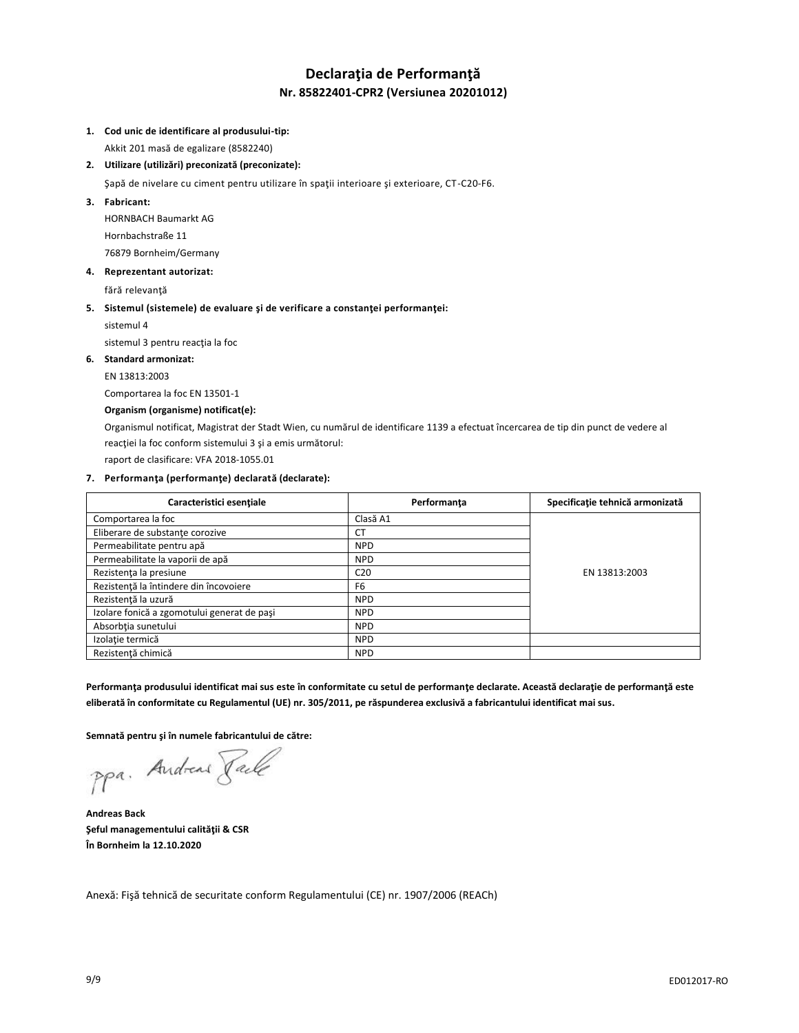# Declaraţia de Performanţă

## Nr. 85822401-CPR2 (Versiunea 20201012)

1. **Cod unic de identificare al produsului-tip:**
   Akkit 201 masă de egalizare (8582240)
2. **Utilizare (utilizări) preconizată (preconizate):**
   Şapă de nivelare cu ciment pentru utilizare în spaţii interioare şi exterioare, CT-C20-F6.
3. **Fabricant:**
   HORNBACH Baumarkt AG
   Hornbachstraße 11
   76879 Bornheim/Germany
4. **Reprezentant autorizat:**
   fără relevanţă
5. **Sistemul (sistemele) de evaluare şi de verificare a constanţei performanţei:**
   sistemul 4
   sistemul 3 pentru reacţia la foc
6. **Standard armonizat:**
   EN 13813:2003
   Comportarea la foc EN 13501-1
   **Organism (organisme) notificat(e):**
   Organismul notificat, Magistrat der Stadt Wien, cu numărul de identificare 1139 a efectuat încercarea de tip din punct de vedere al reacţiei la foc conform sistemului 3 şi a emis următorul:
   raport de clasificare: VFA 2018-1055.01
7. **Performanţa (performanţe) declarată (declarate):**

| Caracteristici esenţiale | Performanţa | Specificaţie tehnică armonizată |
|---|---|---|
| Comportarea la foc | Clasă A1 | EN 13813:2003 |
| Eliberare de substanţe corozive | CT | |
| Permeabilitate pentru apă | NPD | |
| Permeabilitate la vaporii de apă | NPD | |
| Rezistenţa la presiune | C20 | |
| Rezistenţă la întindere din încovoiere | F6 | |
| Rezistenţă la uzură | NPD | |
| Izolare fonică a zgomotului generat de paşi | NPD | |
| Absorbţia sunetului | NPD | |
| Izolaţie termică | NPD | |
| Rezistenţă chimică | NPD | |

**Performanţa produsului identificat mai sus este în conformitate cu setul de performanţe declarate. Această declaraţie de performanţă este eliberată în conformitate cu Regulamentul (UE) nr. 305/2011, pe răspunderea exclusivă a fabricantului identificat mai sus.**

**Semnată pentru şi în numele fabricantului de către:**

ppa. Andreas Back

**Andreas Back**
**Şeful managementului calităţii & CSR**
**În Bornheim la 12.10.2020**

Anexă: Fişă tehnică de securitate conform Regulamentului (CE) nr. 1907/2006 (REACh)

ED012017-RO